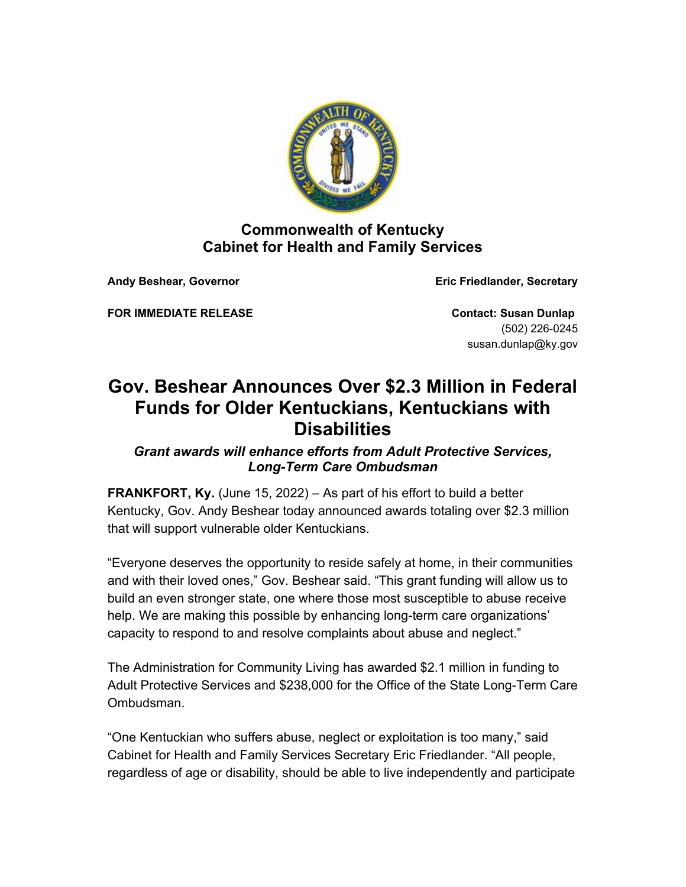**Commonwealth of Kentucky**
**Cabinet for Health and Family Services**

**Andy Beshear, Governor** **Eric Friedlander, Secretary**

**FOR IMMEDIATE RELEASE** **Contact: Susan Dunlap**
(502) 226-0245
susan.dunlap@ky.gov

# Gov. Beshear Announces Over $2.3 Million in Federal Funds for Older Kentuckians, Kentuckians with Disabilities

***Grant awards will enhance efforts from Adult Protective Services, Long-Term Care Ombudsman***

**FRANKFORT, Ky.** (June 15, 2022) – As part of his effort to build a better Kentucky, Gov. Andy Beshear today announced awards totaling over $2.3 million that will support vulnerable older Kentuckians.

"Everyone deserves the opportunity to reside safely at home, in their communities and with their loved ones," Gov. Beshear said. "This grant funding will allow us to build an even stronger state, one where those most susceptible to abuse receive help. We are making this possible by enhancing long-term care organizations' capacity to respond to and resolve complaints about abuse and neglect."

The Administration for Community Living has awarded $2.1 million in funding to Adult Protective Services and $238,000 for the Office of the State Long-Term Care Ombudsman.

"One Kentuckian who suffers abuse, neglect or exploitation is too many," said Cabinet for Health and Family Services Secretary Eric Friedlander. "All people, regardless of age or disability, should be able to live independently and participate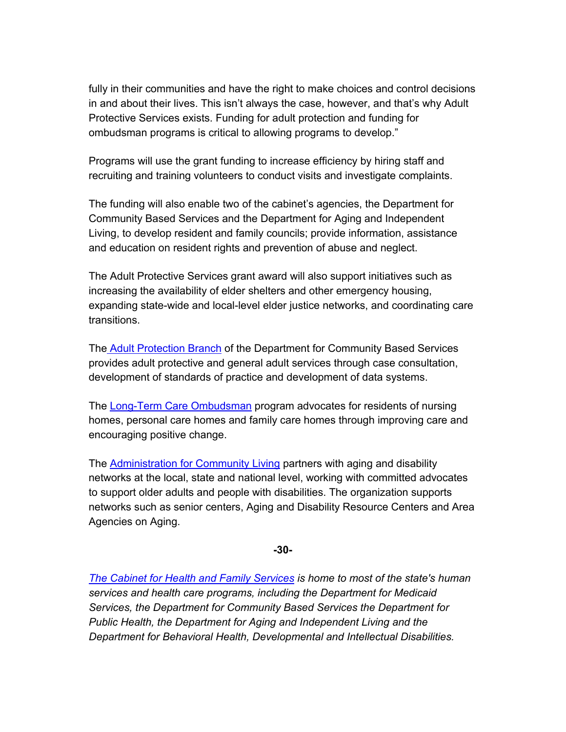fully in their communities and have the right to make choices and control decisions in and about their lives. This isn't always the case, however, and that's why Adult Protective Services exists. Funding for adult protection and funding for ombudsman programs is critical to allowing programs to develop."

Programs will use the grant funding to increase efficiency by hiring staff and recruiting and training volunteers to conduct visits and investigate complaints.

The funding will also enable two of the cabinet's agencies, the Department for Community Based Services and the Department for Aging and Independent Living, to develop resident and family councils; provide information, assistance and education on resident rights and prevention of abuse and neglect.

The Adult Protective Services grant award will also support initiatives such as increasing the availability of elder shelters and other emergency housing, expanding state-wide and local-level elder justice networks, and coordinating care transitions.

The Adult Protection Branch of the Department for Community Based Services provides adult protective and general adult services through case consultation, development of standards of practice and development of data systems.

The Long-Term Care Ombudsman program advocates for residents of nursing homes, personal care homes and family care homes through improving care and encouraging positive change.

The Administration for Community Living partners with aging and disability networks at the local, state and national level, working with committed advocates to support older adults and people with disabilities. The organization supports networks such as senior centers, Aging and Disability Resource Centers and Area Agencies on Aging.

**-30-**

*The Cabinet for Health and Family Services is home to most of the state's human services and health care programs, including the Department for Medicaid Services, the Department for Community Based Services the Department for Public Health, the Department for Aging and Independent Living and the Department for Behavioral Health, Developmental and Intellectual Disabilities.*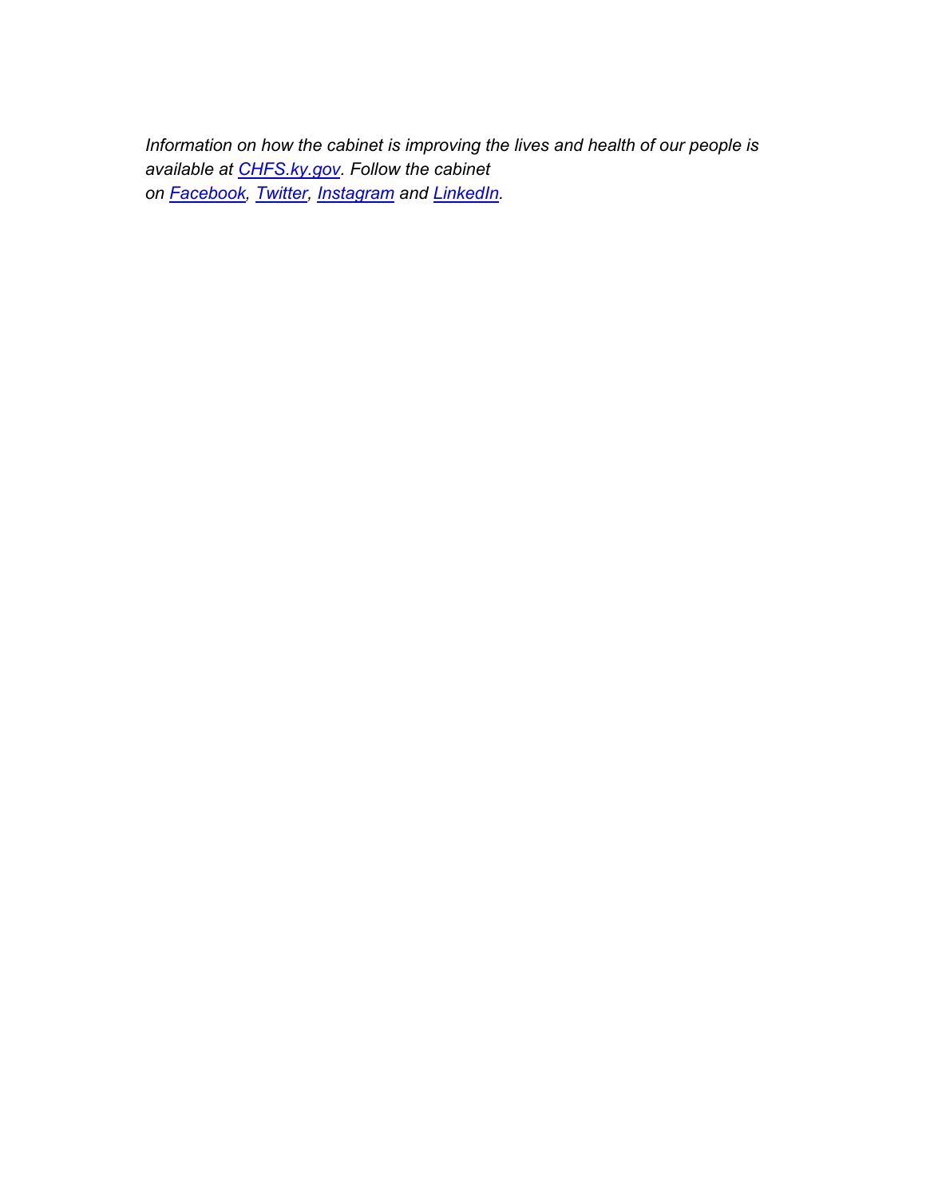*Information on how the cabinet is improving the lives and health of our people is available at [CHFS.ky.gov](CHFS.ky.gov). Follow the cabinet on [Facebook](Facebook), [Twitter](Twitter), [Instagram](Instagram) and [LinkedIn](LinkedIn).*